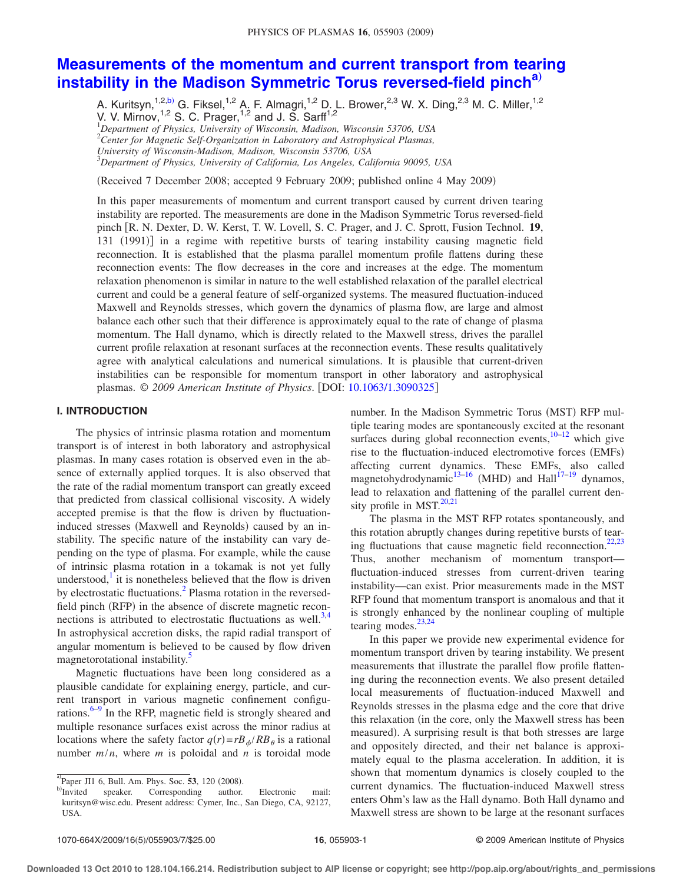# Measurements of the momentum and current transport from tearing instability in the Madison Symmetric Torus reversed-field pinch[a]

A. Kuritsyn,[1,2,b] G. Fiksel,[1,2] A. F. Almagri,[1,2] D. L. Brower,[2,3] W. X. Ding,[2,3] M. C. Miller,[1,2] V. V. Mirnov,[1,2] S. C. Prager,[1,2] and J. S. Sarff[1,2]

[1]*Department of Physics, University of Wisconsin, Madison, Wisconsin 53706, USA*
[2]*Center for Magnetic Self-Organization in Laboratory and Astrophysical Plasmas, University of Wisconsin-Madison, Madison, Wisconsin 53706, USA*
[3]*Department of Physics, University of California, Los Angeles, California 90095, USA*

(Received 7 December 2008; accepted 9 February 2009; published online 4 May 2009)

In this paper measurements of momentum and current transport caused by current driven tearing instability are reported. The measurements are done in the Madison Symmetric Torus reversed-field pinch [R. N. Dexter, D. W. Kerst, T. W. Lovell, S. C. Prager, and J. C. Sprott, Fusion Technol. **19**, 131 (1991)] in a regime with repetitive bursts of tearing instability causing magnetic field reconnection. It is established that the plasma parallel momentum profile flattens during these reconnection events: The flow decreases in the core and increases at the edge. The momentum relaxation phenomenon is similar in nature to the well established relaxation of the parallel electrical current and could be a general feature of self-organized systems. The measured fluctuation-induced Maxwell and Reynolds stresses, which govern the dynamics of plasma flow, are large and almost balance each other such that their difference is approximately equal to the rate of change of plasma momentum. The Hall dynamo, which is directly related to the Maxwell stress, drives the parallel current profile relaxation at resonant surfaces at the reconnection events. These results qualitatively agree with analytical calculations and numerical simulations. It is plausible that current-driven instabilities can be responsible for momentum transport in other laboratory and astrophysical plasmas. © *2009 American Institute of Physics*. [DOI: 10.1063/1.3090325]

## I. INTRODUCTION

The physics of intrinsic plasma rotation and momentum transport is of interest in both laboratory and astrophysical plasmas. In many cases rotation is observed even in the absence of externally applied torques. It is also observed that the rate of the radial momentum transport can greatly exceed that predicted from classical collisional viscosity. A widely accepted premise is that the flow is driven by fluctuation-induced stresses (Maxwell and Reynolds) caused by an instability. The specific nature of the instability can vary depending on the type of plasma. For example, while the cause of intrinsic plasma rotation in a tokamak is not yet fully understood,[1] it is nonetheless believed that the flow is driven by electrostatic fluctuations.[2] Plasma rotation in the reversed-field pinch (RFP) in the absence of discrete magnetic reconnections is attributed to electrostatic fluctuations as well.[3,4] In astrophysical accretion disks, the rapid radial transport of angular momentum is believed to be caused by flow driven magnetorotational instability.[5]

Magnetic fluctuations have been long considered as a plausible candidate for explaining energy, particle, and current transport in various magnetic confinement configurations.[6–9] In the RFP, magnetic field is strongly sheared and multiple resonance surfaces exist across the minor radius at locations where the safety factor $q(r)=rB_\phi/RB_\theta$ is a rational number $m/n$, where $m$ is poloidal and $n$ is toroidal mode number. In the Madison Symmetric Torus (MST) RFP multiple tearing modes are spontaneously excited at the resonant surfaces during global reconnection events,[10–12] which give rise to the fluctuation-induced electromotive forces (EMFs) affecting current dynamics. These EMFs, also called magnetohydrodynamic[13–16] (MHD) and Hall[17–19] dynamos, lead to relaxation and flattening of the parallel current density profile in MST.[20,21]

The plasma in the MST RFP rotates spontaneously, and this rotation abruptly changes during repetitive bursts of tearing fluctuations that cause magnetic field reconnection.[22,23] Thus, another mechanism of momentum transport—fluctuation-induced stresses from current-driven tearing instability—can exist. Prior measurements made in the MST RFP found that momentum transport is anomalous and that it is strongly enhanced by the nonlinear coupling of multiple tearing modes.[23,24]

In this paper we provide new experimental evidence for momentum transport driven by tearing instability. We present measurements that illustrate the parallel flow profile flattening during the reconnection events. We also present detailed local measurements of fluctuation-induced Maxwell and Reynolds stresses in the plasma edge and the core that drive this relaxation (in the core, only the Maxwell stress has been measured). A surprising result is that both stresses are large and oppositely directed, and their net balance is approximately equal to the plasma acceleration. In addition, it is shown that momentum dynamics is closely coupled to the current dynamics. The fluctuation-induced Maxwell stress enters Ohm's law as the Hall dynamo. Both Hall dynamo and Maxwell stress are shown to be large at the resonant surfaces

[a]Paper JI1 6, Bull. Am. Phys. Soc. **53**, 120 (2008).
[b]Invited speaker. Corresponding author. Electronic mail: kuritsyn@wisc.edu. Present address: Cymer, Inc., San Diego, CA, 92127, USA.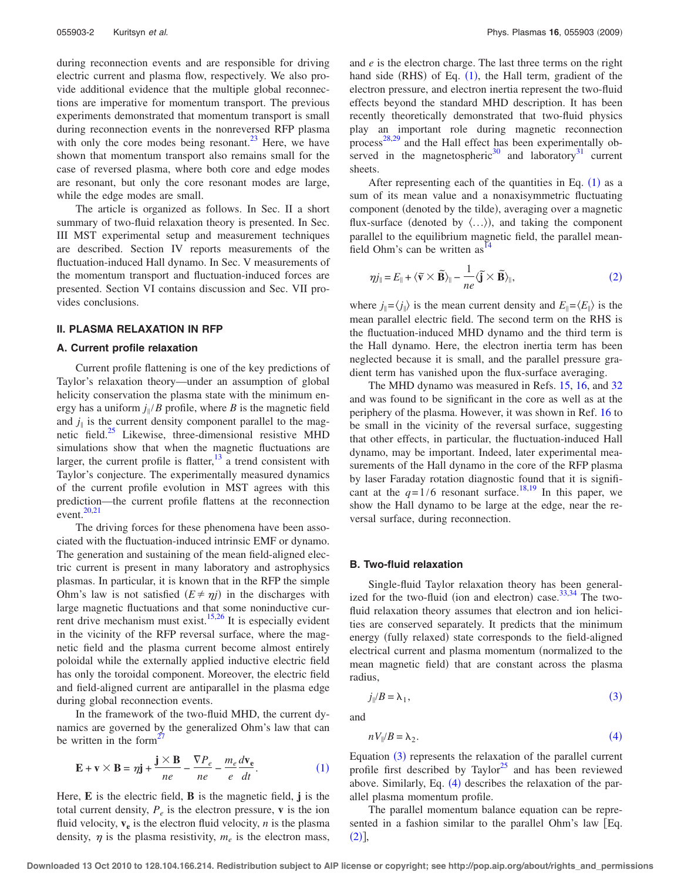during reconnection events and are responsible for driving electric current and plasma flow, respectively. We also provide additional evidence that the multiple global reconnections are imperative for momentum transport. The previous experiments demonstrated that momentum transport is small during reconnection events in the nonreversed RFP plasma with only the core modes being resonant.[23] Here, we have shown that momentum transport also remains small for the case of reversed plasma, where both core and edge modes are resonant, but only the core resonant modes are large, while the edge modes are small.

The article is organized as follows. In Sec. II a short summary of two-fluid relaxation theory is presented. In Sec. III MST experimental setup and measurement techniques are described. Section IV reports measurements of the fluctuation-induced Hall dynamo. In Sec. V measurements of the momentum transport and fluctuation-induced forces are presented. Section VI contains discussion and Sec. VII provides conclusions.

## II. PLASMA RELAXATION IN RFP

### A. Current profile relaxation

Current profile flattening is one of the key predictions of Taylor's relaxation theory—under an assumption of global helicity conservation the plasma state with the minimum energy has a uniform $j_\parallel/B$ profile, where $B$ is the magnetic field and $j_\parallel$ is the current density component parallel to the magnetic field.[25] Likewise, three-dimensional resistive MHD simulations show that when the magnetic fluctuations are larger, the current profile is flatter,[13] a trend consistent with Taylor's conjecture. The experimentally measured dynamics of the current profile evolution in MST agrees with this prediction—the current profile flattens at the reconnection event.[20,21]

The driving forces for these phenomena have been associated with the fluctuation-induced intrinsic EMF or dynamo. The generation and sustaining of the mean field-aligned electric current is present in many laboratory and astrophysics plasmas. In particular, it is known that in the RFP the simple Ohm's law is not satisfied ($E \neq \eta j$) in the discharges with large magnetic fluctuations and that some noninductive current drive mechanism must exist.[15,26] It is especially evident in the vicinity of the RFP reversal surface, where the magnetic field and the plasma current become almost entirely poloidal while the externally applied inductive electric field has only the toroidal component. Moreover, the electric field and field-aligned current are antiparallel in the plasma edge during global reconnection events.

In the framework of the two-fluid MHD, the current dynamics are governed by the generalized Ohm's law that can be written in the form[27]

$$\mathbf{E} + \mathbf{v} \times \mathbf{B} = \eta \mathbf{j} + \frac{\mathbf{j} \times \mathbf{B}}{ne} - \frac{\nabla P_e}{ne} - \frac{m_e}{e}\frac{d\mathbf{v_e}}{dt}. \tag{1}$$

Here, $\mathbf{E}$ is the electric field, $\mathbf{B}$ is the magnetic field, $\mathbf{j}$ is the total current density, $P_e$ is the electron pressure, $\mathbf{v}$ is the ion fluid velocity, $\mathbf{v_e}$ is the electron fluid velocity, $n$ is the plasma density, $\eta$ is the plasma resistivity, $m_e$ is the electron mass, and $e$ is the electron charge. The last three terms on the right hand side (RHS) of Eq. (1), the Hall term, gradient of the electron pressure, and electron inertia represent the two-fluid effects beyond the standard MHD description. It has been recently theoretically demonstrated that two-fluid physics play an important role during magnetic reconnection process[28,29] and the Hall effect has been experimentally observed in the magnetospheric[30] and laboratory[31] current sheets.

After representing each of the quantities in Eq. (1) as a sum of its mean value and a nonaxisymmetric fluctuating component (denoted by the tilde), averaging over a magnetic flux-surface (denoted by $\langle \ldots \rangle$), and taking the component parallel to the equilibrium magnetic field, the parallel mean-field Ohm's can be written as[14]

$$\eta j_\parallel = E_\parallel + \langle \tilde{\mathbf{v}} \times \tilde{\mathbf{B}} \rangle_\parallel - \frac{1}{ne}\langle \tilde{\mathbf{j}} \times \tilde{\mathbf{B}} \rangle_\parallel, \tag{2}$$

where $j_\parallel = \langle j_\parallel \rangle$ is the mean current density and $E_\parallel = \langle E_\parallel \rangle$ is the mean parallel electric field. The second term on the RHS is the fluctuation-induced MHD dynamo and the third term is the Hall dynamo. Here, the electron inertia term has been neglected because it is small, and the parallel pressure gradient term has vanished upon the flux-surface averaging.

The MHD dynamo was measured in Refs. 15, 16, and 32 and was found to be significant in the core as well as at the periphery of the plasma. However, it was shown in Ref. 16 to be small in the vicinity of the reversal surface, suggesting that other effects, in particular, the fluctuation-induced Hall dynamo, may be important. Indeed, later experimental measurements of the Hall dynamo in the core of the RFP plasma by laser Faraday rotation diagnostic found that it is significant at the $q=1/6$ resonant surface.[18,19] In this paper, we show the Hall dynamo to be large at the edge, near the reversal surface, during reconnection.

### B. Two-fluid relaxation

Single-fluid Taylor relaxation theory has been generalized for the two-fluid (ion and electron) case.[33,34] The two-fluid relaxation theory assumes that electron and ion helicities are conserved separately. It predicts that the minimum energy (fully relaxed) state corresponds to the field-aligned electrical current and plasma momentum (normalized to the mean magnetic field) that are constant across the plasma radius,

$$j_\parallel/B = \lambda_1, \tag{3}$$

and

$$nV_\parallel/B = \lambda_2. \tag{4}$$

Equation (3) represents the relaxation of the parallel current profile first described by Taylor[25] and has been reviewed above. Similarly, Eq. (4) describes the relaxation of the parallel plasma momentum profile.

The parallel momentum balance equation can be represented in a fashion similar to the parallel Ohm's law [Eq. (2)],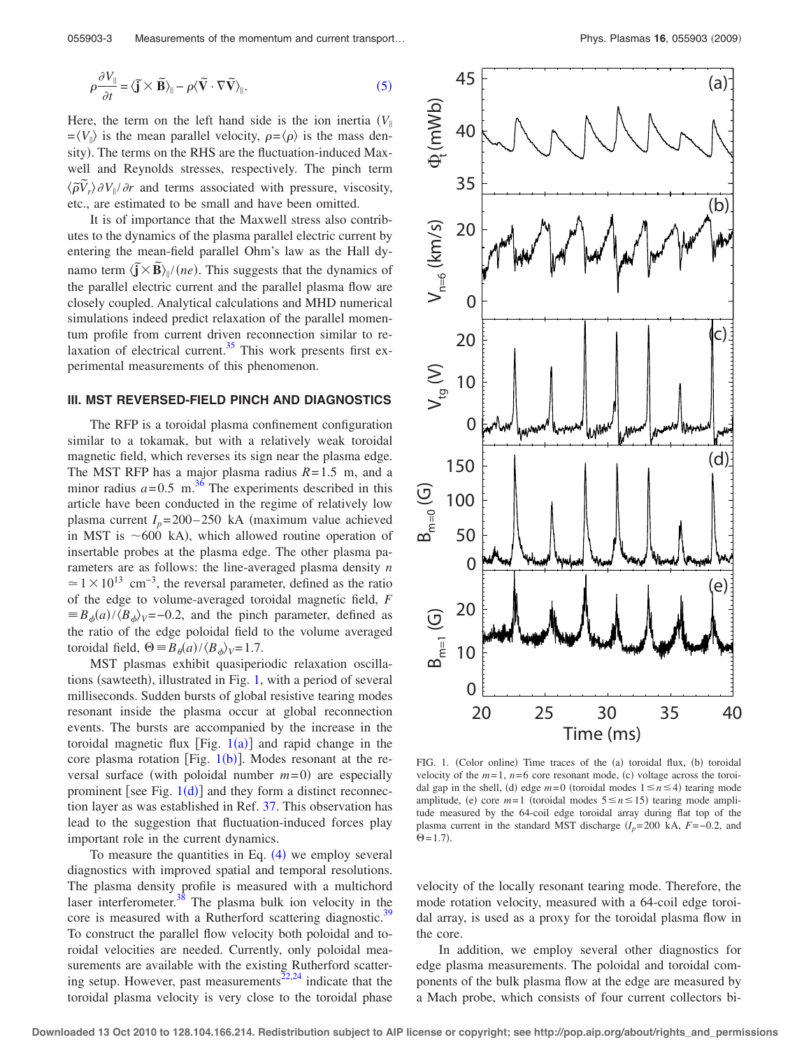$$\rho \frac{\partial V_{\parallel}}{\partial t} = \langle \tilde{\mathbf{j}} \times \tilde{\mathbf{B}} \rangle_{\parallel} - \rho \langle \tilde{\mathbf{V}} \cdot \nabla \tilde{\mathbf{V}} \rangle_{\parallel}. \quad (5)$$

Here, the term on the left hand side is the ion inertia ($V_{\parallel} = \langle V_{\parallel} \rangle$ is the mean parallel velocity, $\rho = \langle \rho \rangle$ is the mass density). The terms on the RHS are the fluctuation-induced Maxwell and Reynolds stresses, respectively. The pinch term $\langle \tilde{\rho} \tilde{V}_r \rangle \partial V_{\parallel} / \partial r$ and terms associated with pressure, viscosity, etc., are estimated to be small and have been omitted.

It is of importance that the Maxwell stress also contributes to the dynamics of the plasma parallel electric current by entering the mean-field parallel Ohm's law as the Hall dynamo term $\langle \tilde{\mathbf{j}} \times \tilde{\mathbf{B}} \rangle_{\parallel} / (ne)$. This suggests that the dynamics of the parallel electric current and the parallel plasma flow are closely coupled. Analytical calculations and MHD numerical simulations indeed predict relaxation of the parallel momentum profile from current driven reconnection similar to relaxation of electrical current.[35] This work presents first experimental measurements of this phenomenon.

### III. MST REVERSED-FIELD PINCH AND DIAGNOSTICS

The RFP is a toroidal plasma confinement configuration similar to a tokamak, but with a relatively weak toroidal magnetic field, which reverses its sign near the plasma edge. The MST RFP has a major plasma radius $R = 1.5$ m, and a minor radius $a = 0.5$ m.[36] The experiments described in this article have been conducted in the regime of relatively low plasma current $I_p = 200$–$250$ kA (maximum value achieved in MST is $\sim 600$ kA), which allowed routine operation of insertable probes at the plasma edge. The other plasma parameters are as follows: the line-averaged plasma density $n \simeq 1 \times 10^{13}$ cm$^{-3}$, the reversal parameter, defined as the ratio of the edge to volume-averaged toroidal magnetic field, $F \equiv B_{\phi}(a) / \langle B_{\phi} \rangle_V = -0.2$, and the pinch parameter, defined as the ratio of the edge poloidal field to the volume averaged toroidal field, $\Theta \equiv B_{\theta}(a) / \langle B_{\phi} \rangle_V = 1.7$.

MST plasmas exhibit quasiperiodic relaxation oscillations (sawteeth), illustrated in Fig. 1, with a period of several milliseconds. Sudden bursts of global resistive tearing modes resonant inside the plasma occur at global reconnection events. The bursts are accompanied by the increase in the toroidal magnetic flux [Fig. 1(a)] and rapid change in the core plasma rotation [Fig. 1(b)]. Modes resonant at the reversal surface (with poloidal number $m=0$) are especially prominent [see Fig. 1(d)] and they form a distinct reconnection layer as was established in Ref. 37. This observation has lead to the suggestion that fluctuation-induced forces play important role in the current dynamics.

To measure the quantities in Eq. (4) we employ several diagnostics with improved spatial and temporal resolutions. The plasma density profile is measured with a multichord laser interferometer.[38] The plasma bulk ion velocity in the core is measured with a Rutherford scattering diagnostic.[39] To construct the parallel flow velocity both poloidal and toroidal velocities are needed. Currently, only poloidal measurements are available with the existing Rutherford scattering setup. However, past measurements[22,24] indicate that the toroidal plasma velocity is very close to the toroidal phase velocity of the locally resonant tearing mode. Therefore, the mode rotation velocity, measured with a 64-coil edge toroidal array, is used as a proxy for the toroidal plasma flow in the core.

FIG. 1. (Color online) Time traces of the (a) toroidal flux, (b) toroidal velocity of the $m=1$, $n=6$ core resonant mode, (c) voltage across the toroidal gap in the shell, (d) edge $m=0$ (toroidal modes $1 \leq n \leq 4$) tearing mode amplitude, (e) core $m=1$ (toroidal modes $5 \leq n \leq 15$) tearing mode amplitude measured by the 64-coil edge toroidal array during flat top of the plasma current in the standard MST discharge ($I_p = 200$ kA, $F = -0.2$, and $\Theta = 1.7$).

In addition, we employ several other diagnostics for edge plasma measurements. The poloidal and toroidal components of the bulk plasma flow at the edge are measured by a Mach probe, which consists of four current collectors bi-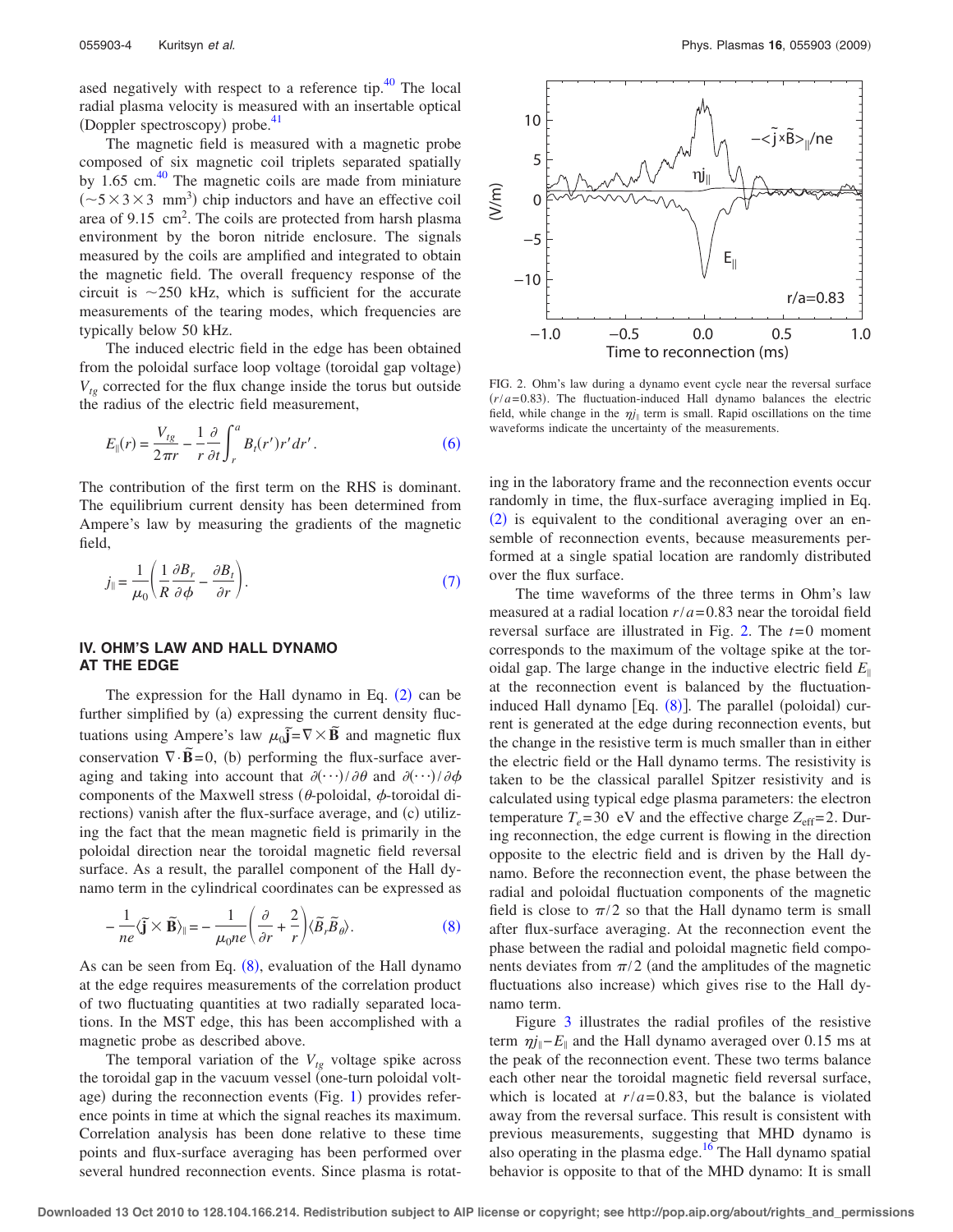ased negatively with respect to a reference tip.[40] The local radial plasma velocity is measured with an insertable optical (Doppler spectroscopy) probe.[41]

The magnetic field is measured with a magnetic probe composed of six magnetic coil triplets separated spatially by 1.65 cm.[40] The magnetic coils are made from miniature ($\sim 5\times 3\times 3$ mm$^3$) chip inductors and have an effective coil area of 9.15 cm$^2$. The coils are protected from harsh plasma environment by the boron nitride enclosure. The signals measured by the coils are amplified and integrated to obtain the magnetic field. The overall frequency response of the circuit is $\sim$250 kHz, which is sufficient for the accurate measurements of the tearing modes, which frequencies are typically below 50 kHz.

The induced electric field in the edge has been obtained from the poloidal surface loop voltage (toroidal gap voltage) $V_{tg}$ corrected for the flux change inside the torus but outside the radius of the electric field measurement,

$$E_{\parallel}(r) = \frac{V_{tg}}{2\pi r} - \frac{1}{r}\frac{\partial}{\partial t}\int_r^a B_t(r')r'dr'. \tag{6}$$

The contribution of the first term on the RHS is dominant. The equilibrium current density has been determined from Ampere's law by measuring the gradients of the magnetic field,

$$j_{\parallel} = \frac{1}{\mu_0}\left(\frac{1}{R}\frac{\partial B_r}{\partial \phi} - \frac{\partial B_t}{\partial r}\right). \tag{7}$$

## IV. OHM'S LAW AND HALL DYNAMO AT THE EDGE

The expression for the Hall dynamo in Eq. (2) can be further simplified by (a) expressing the current density fluctuations using Ampere's law $\mu_0\tilde{\mathbf{j}} = \nabla\times\tilde{\mathbf{B}}$ and magnetic flux conservation $\nabla\cdot\tilde{\mathbf{B}}=0$, (b) performing the flux-surface averaging and taking into account that $\partial(\cdots)/\partial\theta$ and $\partial(\cdots)/\partial\phi$ components of the Maxwell stress ($\theta$-poloidal, $\phi$-toroidal directions) vanish after the flux-surface average, and (c) utilizing the fact that the mean magnetic field is primarily in the poloidal direction near the toroidal magnetic field reversal surface. As a result, the parallel component of the Hall dynamo term in the cylindrical coordinates can be expressed as

$$-\frac{1}{ne}\langle\tilde{\mathbf{j}}\times\tilde{\mathbf{B}}\rangle_{\parallel} = -\frac{1}{\mu_0 ne}\left(\frac{\partial}{\partial r}+\frac{2}{r}\right)\langle\tilde{B}_r\tilde{B}_{\theta}\rangle. \tag{8}$$

As can be seen from Eq. (8), evaluation of the Hall dynamo at the edge requires measurements of the correlation product of two fluctuating quantities at two radially separated locations. In the MST edge, this has been accomplished with a magnetic probe as described above.

The temporal variation of the $V_{tg}$ voltage spike across the toroidal gap in the vacuum vessel (one-turn poloidal voltage) during the reconnection events (Fig. 1) provides reference points in time at which the signal reaches its maximum. Correlation analysis has been done relative to these time points and flux-surface averaging has been performed over several hundred reconnection events. Since plasma is rotating in the laboratory frame and the reconnection events occur randomly in time, the flux-surface averaging implied in Eq. (2) is equivalent to the conditional averaging over an ensemble of reconnection events, because measurements performed at a single spatial location are randomly distributed over the flux surface.

FIG. 2. Ohm's law during a dynamo event cycle near the reversal surface ($r/a=0.83$). The fluctuation-induced Hall dynamo balances the electric field, while change in the $\eta j_{\parallel}$ term is small. Rapid oscillations on the time waveforms indicate the uncertainty of the measurements.

The time waveforms of the three terms in Ohm's law measured at a radial location $r/a=0.83$ near the toroidal field reversal surface are illustrated in Fig. 2. The $t=0$ moment corresponds to the maximum of the voltage spike at the toroidal gap. The large change in the inductive electric field $E_{\parallel}$ at the reconnection event is balanced by the fluctuation-induced Hall dynamo [Eq. (8)]. The parallel (poloidal) current is generated at the edge during reconnection events, but the change in the resistive term is much smaller than in either the electric field or the Hall dynamo terms. The resistivity is taken to be the classical parallel Spitzer resistivity and is calculated using typical edge plasma parameters: the electron temperature $T_e=30$ eV and the effective charge $Z_{\text{eff}}=2$. During reconnection, the edge current is flowing in the direction opposite to the electric field and is driven by the Hall dynamo. Before the reconnection event, the phase between the radial and poloidal fluctuation components of the magnetic field is close to $\pi/2$ so that the Hall dynamo term is small after flux-surface averaging. At the reconnection event the phase between the radial and poloidal magnetic field components deviates from $\pi/2$ (and the amplitudes of the magnetic fluctuations also increase) which gives rise to the Hall dynamo term.

Figure 3 illustrates the radial profiles of the resistive term $\eta j_{\parallel} - E_{\parallel}$ and the Hall dynamo averaged over 0.15 ms at the peak of the reconnection event. These two terms balance each other near the toroidal magnetic field reversal surface, which is located at $r/a=0.83$, but the balance is violated away from the reversal surface. This result is consistent with previous measurements, suggesting that MHD dynamo is also operating in the plasma edge.[16] The Hall dynamo spatial behavior is opposite to that of the MHD dynamo: It is small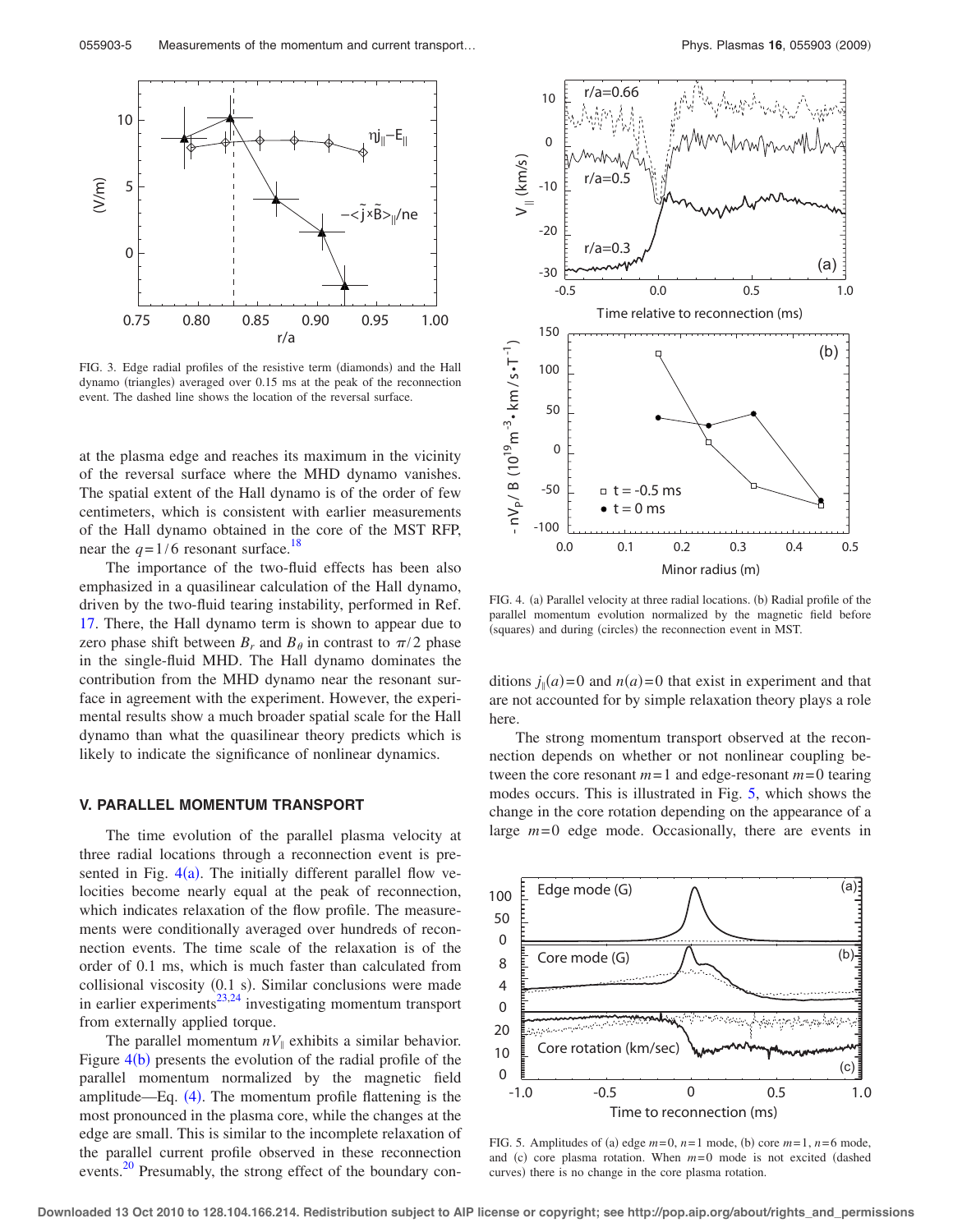FIG. 3. Edge radial profiles of the resistive term (diamonds) and the Hall dynamo (triangles) averaged over 0.15 ms at the peak of the reconnection event. The dashed line shows the location of the reversal surface.

at the plasma edge and reaches its maximum in the vicinity of the reversal surface where the MHD dynamo vanishes. The spatial extent of the Hall dynamo is of the order of few centimeters, which is consistent with earlier measurements of the Hall dynamo obtained in the core of the MST RFP, near the $q=1/6$ resonant surface.[18]

The importance of the two-fluid effects has been also emphasized in a quasilinear calculation of the Hall dynamo, driven by the two-fluid tearing instability, performed in Ref. 17. There, the Hall dynamo term is shown to appear due to zero phase shift between $B_r$ and $B_\theta$ in contrast to $\pi/2$ phase in the single-fluid MHD. The Hall dynamo dominates the contribution from the MHD dynamo near the resonant surface in agreement with the experiment. However, the experimental results show a much broader spatial scale for the Hall dynamo than what the quasilinear theory predicts which is likely to indicate the significance of nonlinear dynamics.

## V. PARALLEL MOMENTUM TRANSPORT

The time evolution of the parallel plasma velocity at three radial locations through a reconnection event is presented in Fig. 4(a). The initially different parallel flow velocities become nearly equal at the peak of reconnection, which indicates relaxation of the flow profile. The measurements were conditionally averaged over hundreds of reconnection events. The time scale of the relaxation is of the order of 0.1 ms, which is much faster than calculated from collisional viscosity (0.1 s). Similar conclusions were made in earlier experiments[23,24] investigating momentum transport from externally applied torque.

The parallel momentum $nV_\|$ exhibits a similar behavior. Figure 4(b) presents the evolution of the radial profile of the parallel momentum normalized by the magnetic field amplitude—Eq. (4). The momentum profile flattening is the most pronounced in the plasma core, while the changes at the edge are small. This is similar to the incomplete relaxation of the parallel current profile observed in these reconnection events.[20] Presumably, the strong effect of the boundary conditions $j_\|(a)=0$ and $n(a)=0$ that exist in experiment and that are not accounted for by simple relaxation theory plays a role here.

FIG. 4. (a) Parallel velocity at three radial locations. (b) Radial profile of the parallel momentum evolution normalized by the magnetic field before (squares) and during (circles) the reconnection event in MST.

The strong momentum transport observed at the reconnection depends on whether or not nonlinear coupling between the core resonant $m=1$ and edge-resonant $m=0$ tearing modes occurs. This is illustrated in Fig. 5, which shows the change in the core rotation depending on the appearance of a large $m=0$ edge mode. Occasionally, there are events in

FIG. 5. Amplitudes of (a) edge $m=0$, $n=1$ mode, (b) core $m=1$, $n=6$ mode, and (c) core plasma rotation. When $m=0$ mode is not excited (dashed curves) there is no change in the core plasma rotation.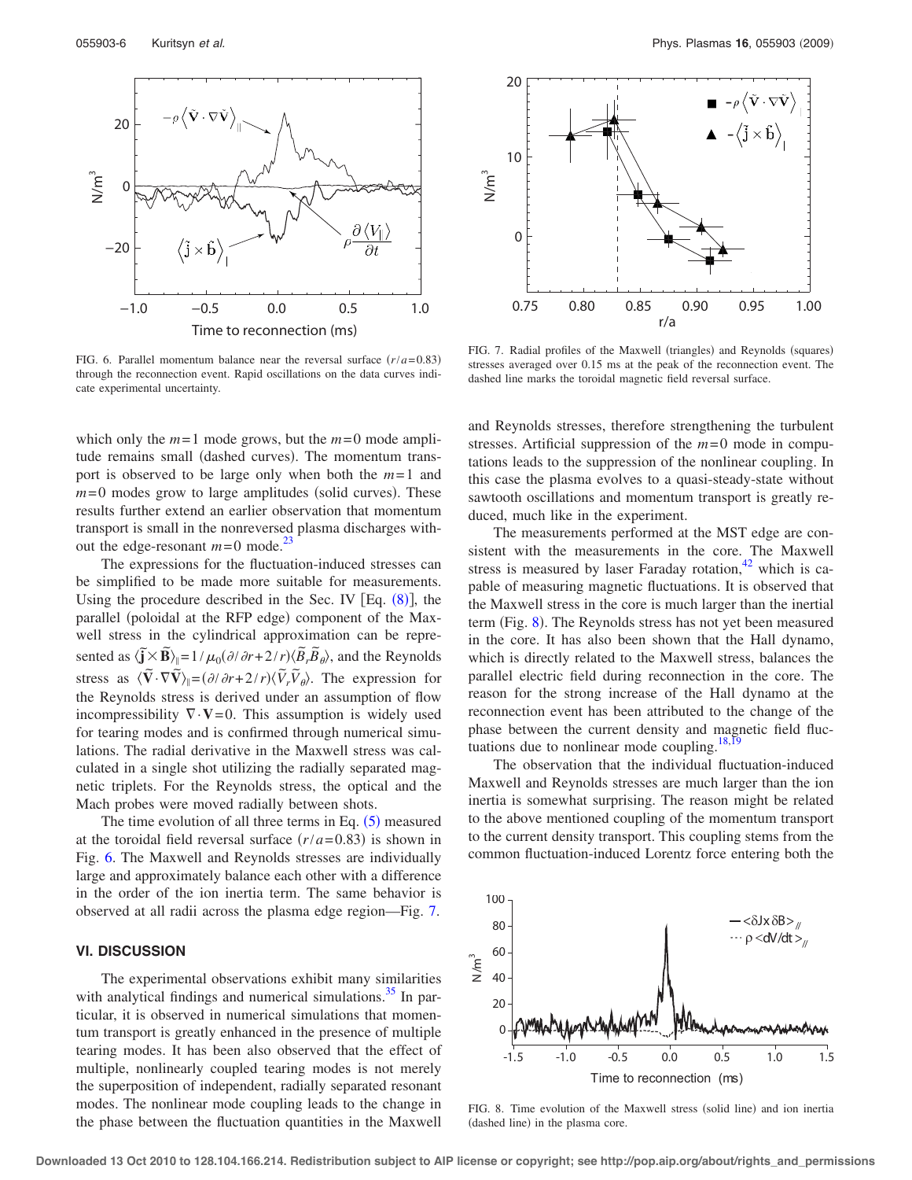FIG. 6. Parallel momentum balance near the reversal surface $(r/a=0.83)$ through the reconnection event. Rapid oscillations on the data curves indicate experimental uncertainty.

FIG. 7. Radial profiles of the Maxwell (triangles) and Reynolds (squares) stresses averaged over 0.15 ms at the peak of the reconnection event. The dashed line marks the toroidal magnetic field reversal surface.

which only the $m=1$ mode grows, but the $m=0$ mode amplitude remains small (dashed curves). The momentum transport is observed to be large only when both the $m=1$ and $m=0$ modes grow to large amplitudes (solid curves). These results further extend an earlier observation that momentum transport is small in the nonreversed plasma discharges without the edge-resonant $m=0$ mode.[23]

The expressions for the fluctuation-induced stresses can be simplified to be made more suitable for measurements. Using the procedure described in the Sec. IV [Eq. (8)], the parallel (poloidal at the RFP edge) component of the Maxwell stress in the cylindrical approximation can be represented as $\langle \tilde{\mathbf{j}} \times \tilde{\mathbf{B}} \rangle_{\parallel} = 1/\mu_0 (\partial/\partial r + 2/r) \langle \tilde{B}_r \tilde{B}_\theta \rangle$, and the Reynolds stress as $\langle \tilde{\mathbf{V}} \cdot \nabla \tilde{\mathbf{V}} \rangle_{\parallel} = (\partial/\partial r + 2/r) \langle \tilde{V}_r \tilde{V}_\theta \rangle$. The expression for the Reynolds stress is derived under an assumption of flow incompressibility $\nabla \cdot \mathbf{V}=0$. This assumption is widely used for tearing modes and is confirmed through numerical simulations. The radial derivative in the Maxwell stress was calculated in a single shot utilizing the radially separated magnetic triplets. For the Reynolds stress, the optical and the Mach probes were moved radially between shots.

The time evolution of all three terms in Eq. (5) measured at the toroidal field reversal surface $(r/a=0.83)$ is shown in Fig. 6. The Maxwell and Reynolds stresses are individually large and approximately balance each other with a difference in the order of the ion inertia term. The same behavior is observed at all radii across the plasma edge region—Fig. 7.

## VI. DISCUSSION

The experimental observations exhibit many similarities with analytical findings and numerical simulations.[35] In particular, it is observed in numerical simulations that momentum transport is greatly enhanced in the presence of multiple tearing modes. It has been also observed that the effect of multiple, nonlinearly coupled tearing modes is not merely the superposition of independent, radially separated resonant modes. The nonlinear mode coupling leads to the change in the phase between the fluctuation quantities in the Maxwell and Reynolds stresses, therefore strengthening the turbulent stresses. Artificial suppression of the $m=0$ mode in computations leads to the suppression of the nonlinear coupling. In this case the plasma evolves to a quasi-steady-state without sawtooth oscillations and momentum transport is greatly reduced, much like in the experiment.

The measurements performed at the MST edge are consistent with the measurements in the core. The Maxwell stress is measured by laser Faraday rotation,[42] which is capable of measuring magnetic fluctuations. It is observed that the Maxwell stress in the core is much larger than the inertial term (Fig. 8). The Reynolds stress has not yet been measured in the core. It has also been shown that the Hall dynamo, which is directly related to the Maxwell stress, balances the parallel electric field during reconnection in the core. The reason for the strong increase of the Hall dynamo at the reconnection event has been attributed to the change of the phase between the current density and magnetic field fluctuations due to nonlinear mode coupling.[18,19]

The observation that the individual fluctuation-induced Maxwell and Reynolds stresses are much larger than the ion inertia is somewhat surprising. The reason might be related to the above mentioned coupling of the momentum transport to the current density transport. This coupling stems from the common fluctuation-induced Lorentz force entering both the

FIG. 8. Time evolution of the Maxwell stress (solid line) and ion inertia (dashed line) in the plasma core.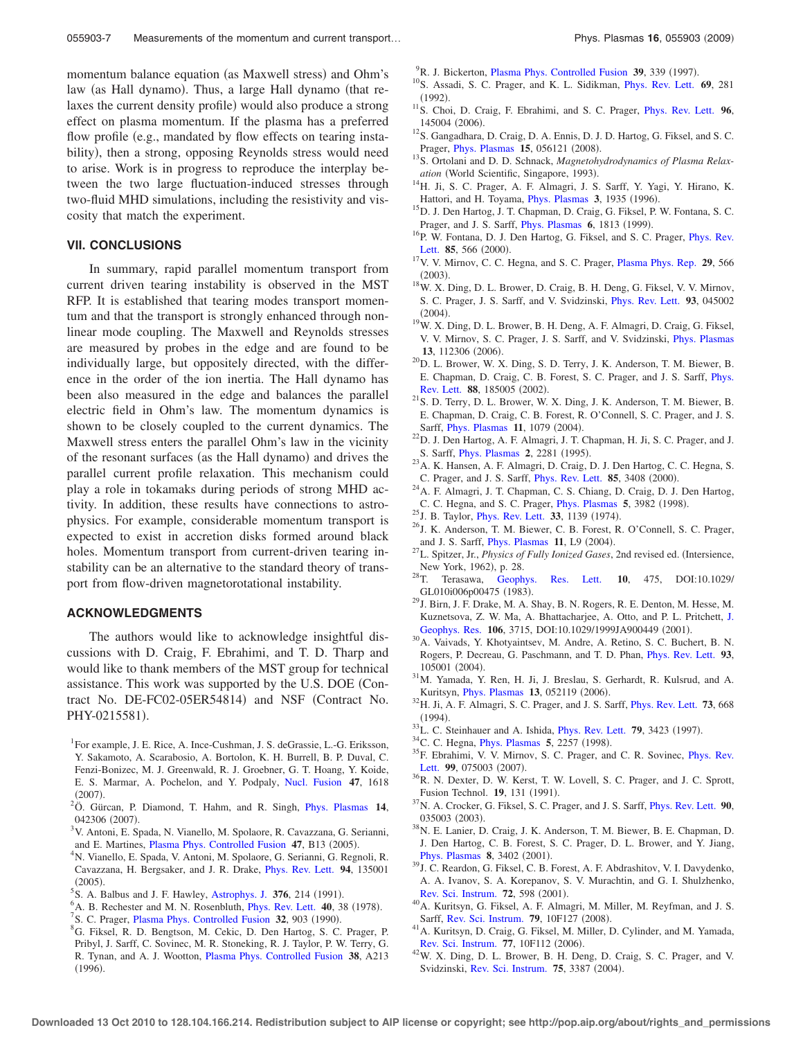momentum balance equation (as Maxwell stress) and Ohm's law (as Hall dynamo). Thus, a large Hall dynamo (that relaxes the current density profile) would also produce a strong effect on plasma momentum. If the plasma has a preferred flow profile (e.g., mandated by flow effects on tearing instability), then a strong, opposing Reynolds stress would need to arise. Work is in progress to reproduce the interplay between the two large fluctuation-induced stresses through two-fluid MHD simulations, including the resistivity and viscosity that match the experiment.

## VII. CONCLUSIONS

In summary, rapid parallel momentum transport from current driven tearing instability is observed in the MST RFP. It is established that tearing modes transport momentum and that the transport is strongly enhanced through nonlinear mode coupling. The Maxwell and Reynolds stresses are measured by probes in the edge and are found to be individually large, but oppositely directed, with the difference in the order of the ion inertia. The Hall dynamo has been also measured in the edge and balances the parallel electric field in Ohm's law. The momentum dynamics is shown to be closely coupled to the current dynamics. The Maxwell stress enters the parallel Ohm's law in the vicinity of the resonant surfaces (as the Hall dynamo) and drives the parallel current profile relaxation. This mechanism could play a role in tokamaks during periods of strong MHD activity. In addition, these results have connections to astrophysics. For example, considerable momentum transport is expected to exist in accretion disks formed around black holes. Momentum transport from current-driven tearing instability can be an alternative to the standard theory of transport from flow-driven magnetorotational instability.

## ACKNOWLEDGMENTS

The authors would like to acknowledge insightful discussions with D. Craig, F. Ebrahimi, and T. D. Tharp and would like to thank members of the MST group for technical assistance. This work was supported by the U.S. DOE (Contract No. DE-FC02-05ER54814) and NSF (Contract No. PHY-0215581).

[1] For example, J. E. Rice, A. Ince-Cushman, J. S. deGrassie, L.-G. Eriksson, Y. Sakamoto, A. Scarabosio, A. Bortolon, K. H. Burrell, B. P. Duval, C. Fenzi-Bonizec, M. J. Greenwald, R. J. Groebner, G. T. Hoang, Y. Koide, E. S. Marmar, A. Pochelon, and Y. Podpaly, Nucl. Fusion **47**, 1618 (2007).
[2] Ö. Gürcan, P. Diamond, T. Hahm, and R. Singh, Phys. Plasmas **14**, 042306 (2007).
[3] V. Antoni, E. Spada, N. Vianello, M. Spolaore, R. Cavazzana, G. Serianni, and E. Martines, Plasma Phys. Controlled Fusion **47**, B13 (2005).
[4] N. Vianello, E. Spada, V. Antoni, M. Spolaore, G. Serianni, G. Regnoli, R. Cavazzana, H. Bergsaker, and J. R. Drake, Phys. Rev. Lett. **94**, 135001 (2005).
[5] S. A. Balbus and J. F. Hawley, Astrophys. J. **376**, 214 (1991).
[6] A. B. Rechester and M. N. Rosenbluth, Phys. Rev. Lett. **40**, 38 (1978).
[7] S. C. Prager, Plasma Phys. Controlled Fusion **32**, 903 (1990).
[8] G. Fiksel, R. D. Bengtson, M. Cekic, D. Den Hartog, S. C. Prager, P. Pribyl, J. Sarff, C. Sovinec, M. R. Stoneking, R. J. Taylor, P. W. Terry, G. R. Tynan, and A. J. Wootton, Plasma Phys. Controlled Fusion **38**, A213 (1996).
[9] R. J. Bickerton, Plasma Phys. Controlled Fusion **39**, 339 (1997).
[10] S. Assadi, S. C. Prager, and K. L. Sidikman, Phys. Rev. Lett. **69**, 281 (1992).
[11] S. Choi, D. Craig, F. Ebrahimi, and S. C. Prager, Phys. Rev. Lett. **96**, 145004 (2006).
[12] S. Gangadhara, D. Craig, D. A. Ennis, D. J. D. Hartog, G. Fiksel, and S. C. Prager, Phys. Plasmas **15**, 056121 (2008).
[13] S. Ortolani and D. D. Schnack, *Magnetohydrodynamics of Plasma Relaxation* (World Scientific, Singapore, 1993).
[14] H. Ji, S. C. Prager, A. F. Almagri, J. S. Sarff, Y. Yagi, Y. Hirano, K. Hattori, and H. Toyama, Phys. Plasmas **3**, 1935 (1996).
[15] D. J. Den Hartog, J. T. Chapman, D. Craig, G. Fiksel, P. W. Fontana, S. C. Prager, and J. S. Sarff, Phys. Plasmas **6**, 1813 (1999).
[16] P. W. Fontana, D. J. Den Hartog, G. Fiksel, and S. C. Prager, Phys. Rev. Lett. **85**, 566 (2000).
[17] V. V. Mirnov, C. C. Hegna, and S. C. Prager, Plasma Phys. Rep. **29**, 566 (2003).
[18] W. X. Ding, D. L. Brower, D. Craig, B. H. Deng, G. Fiksel, V. V. Mirnov, S. C. Prager, J. S. Sarff, and V. Svidzinski, Phys. Rev. Lett. **93**, 045002 (2004).
[19] W. X. Ding, D. L. Brower, B. H. Deng, A. F. Almagri, D. Craig, G. Fiksel, V. V. Mirnov, S. C. Prager, J. S. Sarff, and V. Svidzinski, Phys. Plasmas **13**, 112306 (2006).
[20] D. L. Brower, W. X. Ding, S. D. Terry, J. K. Anderson, T. M. Biewer, B. E. Chapman, D. Craig, C. B. Forest, S. C. Prager, and J. S. Sarff, Phys. Rev. Lett. **88**, 185005 (2002).
[21] S. D. Terry, D. L. Brower, W. X. Ding, J. K. Anderson, T. M. Biewer, B. E. Chapman, D. Craig, C. B. Forest, R. O'Connell, S. C. Prager, and J. S. Sarff, Phys. Plasmas **11**, 1079 (2004).
[22] D. J. Den Hartog, A. F. Almagri, J. T. Chapman, H. Ji, S. C. Prager, and J. S. Sarff, Phys. Plasmas **2**, 2281 (1995).
[23] A. K. Hansen, A. F. Almagri, D. Craig, D. J. Den Hartog, C. C. Hegna, S. C. Prager, and J. S. Sarff, Phys. Rev. Lett. **85**, 3408 (2000).
[24] A. F. Almagri, J. T. Chapman, C. S. Chiang, D. Craig, D. J. Den Hartog, C. C. Hegna, and S. C. Prager, Phys. Plasmas **5**, 3982 (1998).
[25] J. B. Taylor, Phys. Rev. Lett. **33**, 1139 (1974).
[26] J. K. Anderson, T. M. Biewer, C. B. Forest, R. O'Connell, S. C. Prager, and J. S. Sarff, Phys. Plasmas **11**, L9 (2004).
[27] L. Spitzer, Jr., *Physics of Fully Ionized Gases*, 2nd revised ed. (Intersience, New York, 1962), p. 28.
[28] T. Terasawa, Geophys. Res. Lett. **10**, 475, DOI:10.1029/GL010i006p00475 (1983).
[29] J. Birn, J. F. Drake, M. A. Shay, B. N. Rogers, R. E. Denton, M. Hesse, M. Kuznetsova, Z. W. Ma, A. Bhattacharjee, A. Otto, and P. L. Pritchett, J. Geophys. Res. **106**, 3715, DOI:10.1029/1999JA900449 (2001).
[30] A. Vaivads, Y. Khotyaintsev, M. Andre, A. Retino, S. C. Buchert, B. N. Rogers, P. Decreau, G. Paschmann, and T. D. Phan, Phys. Rev. Lett. **93**, 105001 (2004).
[31] M. Yamada, Y. Ren, H. Ji, J. Breslau, S. Gerhardt, R. Kulsrud, and A. Kuritsyn, Phys. Plasmas **13**, 052119 (2006).
[32] H. Ji, A. F. Almagri, S. C. Prager, and J. S. Sarff, Phys. Rev. Lett. **73**, 668 (1994).
[33] L. C. Steinhauer and A. Ishida, Phys. Rev. Lett. **79**, 3423 (1997).
[34] C. C. Hegna, Phys. Plasmas **5**, 2257 (1998).
[35] F. Ebrahimi, V. V. Mirnov, S. C. Prager, and C. R. Sovinec, Phys. Rev. Lett. **99**, 075003 (2007).
[36] R. N. Dexter, D. W. Kerst, T. W. Lovell, S. C. Prager, and J. C. Sprott, Fusion Technol. **19**, 131 (1991).
[37] N. A. Crocker, G. Fiksel, S. C. Prager, and J. S. Sarff, Phys. Rev. Lett. **90**, 035003 (2003).
[38] N. E. Lanier, D. Craig, J. K. Anderson, T. M. Biewer, B. E. Chapman, D. J. Den Hartog, C. B. Forest, S. C. Prager, D. L. Brower, and Y. Jiang, Phys. Plasmas **8**, 3402 (2001).
[39] J. C. Reardon, G. Fiksel, C. B. Forest, A. F. Abdrashitov, V. I. Davydenko, A. A. Ivanov, S. A. Korepanov, S. V. Murachtin, and G. I. Shulzhenko, Rev. Sci. Instrum. **72**, 598 (2001).
[40] A. Kuritsyn, G. Fiksel, A. F. Almagri, M. Miller, M. Reyfman, and J. S. Sarff, Rev. Sci. Instrum. **79**, 10F127 (2008).
[41] A. Kuritsyn, D. Craig, G. Fiksel, M. Miller, D. Cylinder, and M. Yamada, Rev. Sci. Instrum. **77**, 10F112 (2006).
[42] W. X. Ding, D. L. Brower, B. H. Deng, D. Craig, S. C. Prager, and V. Svidzinski, Rev. Sci. Instrum. **75**, 3387 (2004).